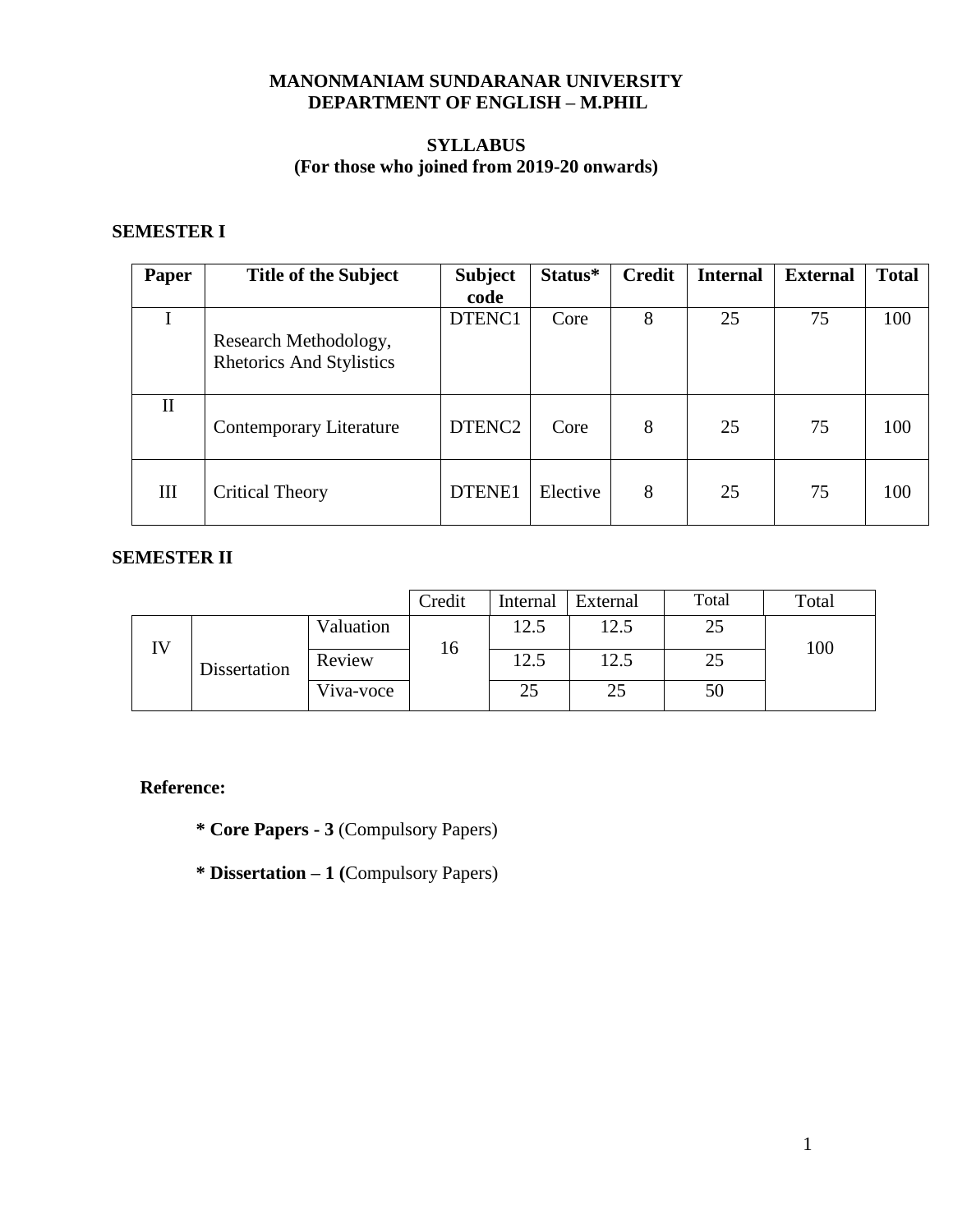**MANONMANIAM SUNDARANAR UNIVERSITY**
**DEPARTMENT OF ENGLISH – M.PHIL**

**SYLLABUS**
**(For those who joined from 2019-20 onwards)**

**SEMESTER I**

| Paper | Title of the Subject | Subject code | Status* | Credit | Internal | External | Total |
|---|---|---|---|---|---|---|---|
| I | Research Methodology, Rhetorics And Stylistics | DTENC1 | Core | 8 | 25 | 75 | 100 |
| II | Contemporary Literature | DTENC2 | Core | 8 | 25 | 75 | 100 |
| III | Critical Theory | DTENE1 | Elective | 8 | 25 | 75 | 100 |

**SEMESTER II**

| | | | Credit | Internal | External | Total | Total |
|---|---|---|---|---|---|---|---|
| IV | Dissertation | Valuation | 16 | 12.5 | 12.5 | 25 | 100 |
| | | Review | | 12.5 | 12.5 | 25 | |
| | | Viva-voce | | 25 | 25 | 50 | |

**Reference:**

**\* Core Papers - 3** (Compulsory Papers)

**\* Dissertation – 1 (**Compulsory Papers)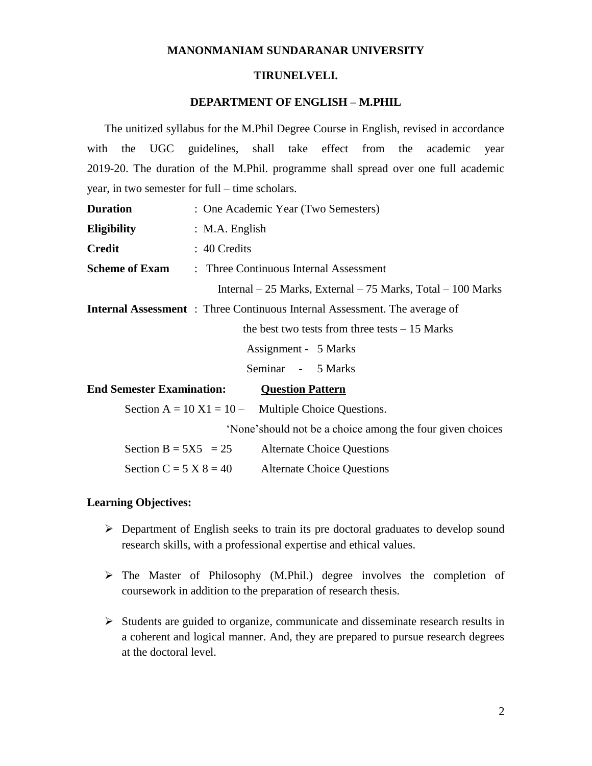**MANONMANIAM SUNDARANAR UNIVERSITY**

**TIRUNELVELI.**

**DEPARTMENT OF ENGLISH – M.PHIL**

The unitized syllabus for the M.Phil Degree Course in English, revised in accordance with the UGC guidelines, shall take effect from the academic year 2019-20. The duration of the M.Phil. programme shall spread over one full academic year, in two semester for full – time scholars.

**Duration** : One Academic Year (Two Semesters)

**Eligibility** : M.A. English

**Credit** : 40 Credits

**Scheme of Exam** : Three Continuous Internal Assessment

Internal – 25 Marks, External – 75 Marks, Total – 100 Marks

**Internal Assessment** : Three Continuous Internal Assessment. The average of the best two tests from three tests – 15 Marks

Assignment - 5 Marks

Seminar - 5 Marks

**End Semester Examination:** **<u>Question Pattern</u>**

Section A = 10 X1 = 10 – Multiple Choice Questions.

'None'should not be a choice among the four given choices

Section B = 5X5 = 25 Alternate Choice Questions

Section C = 5 X 8 = 40 Alternate Choice Questions

**Learning Objectives:**

- Department of English seeks to train its pre doctoral graduates to develop sound research skills, with a professional expertise and ethical values.
- The Master of Philosophy (M.Phil.) degree involves the completion of coursework in addition to the preparation of research thesis.
- Students are guided to organize, communicate and disseminate research results in a coherent and logical manner. And, they are prepared to pursue research degrees at the doctoral level.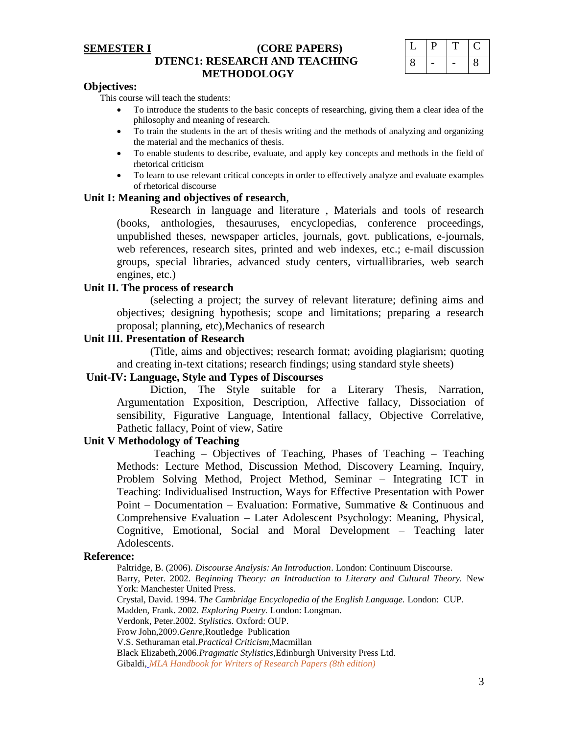**SEMESTER I** **(CORE PAPERS)**

**DTENC1: RESEARCH AND TEACHING METHODOLOGY**

| L | P | T | C |
|---|---|---|---|
| 8 | - | - | 8 |

**Objectives:**

This course will teach the students:

- To introduce the students to the basic concepts of researching, giving them a clear idea of the philosophy and meaning of research.
- To train the students in the art of thesis writing and the methods of analyzing and organizing the material and the mechanics of thesis.
- To enable students to describe, evaluate, and apply key concepts and methods in the field of rhetorical criticism
- To learn to use relevant critical concepts in order to effectively analyze and evaluate examples of rhetorical discourse

**Unit I: Meaning and objectives of research**,

Research in language and literature , Materials and tools of research (books, anthologies, thesauruses, encyclopedias, conference proceedings, unpublished theses, newspaper articles, journals, govt. publications, e-journals, web references, research sites, printed and web indexes, etc.; e-mail discussion groups, special libraries, advanced study centers, virtuallibraries, web search engines, etc.)

**Unit II. The process of research**

(selecting a project; the survey of relevant literature; defining aims and objectives; designing hypothesis; scope and limitations; preparing a research proposal; planning, etc),Mechanics of research

**Unit III. Presentation of Research**

(Title, aims and objectives; research format; avoiding plagiarism; quoting and creating in-text citations; research findings; using standard style sheets)

**Unit-IV: Language, Style and Types of Discourses**

Diction, The Style suitable for a Literary Thesis, Narration, Argumentation Exposition, Description, Affective fallacy, Dissociation of sensibility, Figurative Language, Intentional fallacy, Objective Correlative, Pathetic fallacy, Point of view, Satire

**Unit V Methodology of Teaching**

Teaching – Objectives of Teaching, Phases of Teaching – Teaching Methods: Lecture Method, Discussion Method, Discovery Learning, Inquiry, Problem Solving Method, Project Method, Seminar – Integrating ICT in Teaching: Individualised Instruction, Ways for Effective Presentation with Power Point – Documentation – Evaluation: Formative, Summative & Continuous and Comprehensive Evaluation – Later Adolescent Psychology: Meaning, Physical, Cognitive, Emotional, Social and Moral Development – Teaching later Adolescents.

**Reference:**

Paltridge, B. (2006). *Discourse Analysis: An Introduction*. London: Continuum Discourse.

Barry, Peter. 2002. *Beginning Theory: an Introduction to Literary and Cultural Theory.* New York: Manchester United Press.

Crystal, David. 1994. *The Cambridge Encyclopedia of the English Language.* London: CUP.

Madden, Frank. 2002. *Exploring Poetry.* London: Longman.

Verdonk, Peter.2002. *Stylistics.* Oxford: OUP.

Frow John,2009.*Genre*,Routledge Publication

V.S. Sethuraman etal.*Practical Criticism*,Macmillan

Black Elizabeth,2006.*Pragmatic Stylistics*,Edinburgh University Press Ltd.

Gibaldi, *MLA Handbook for Writers of Research Papers (8th edition)*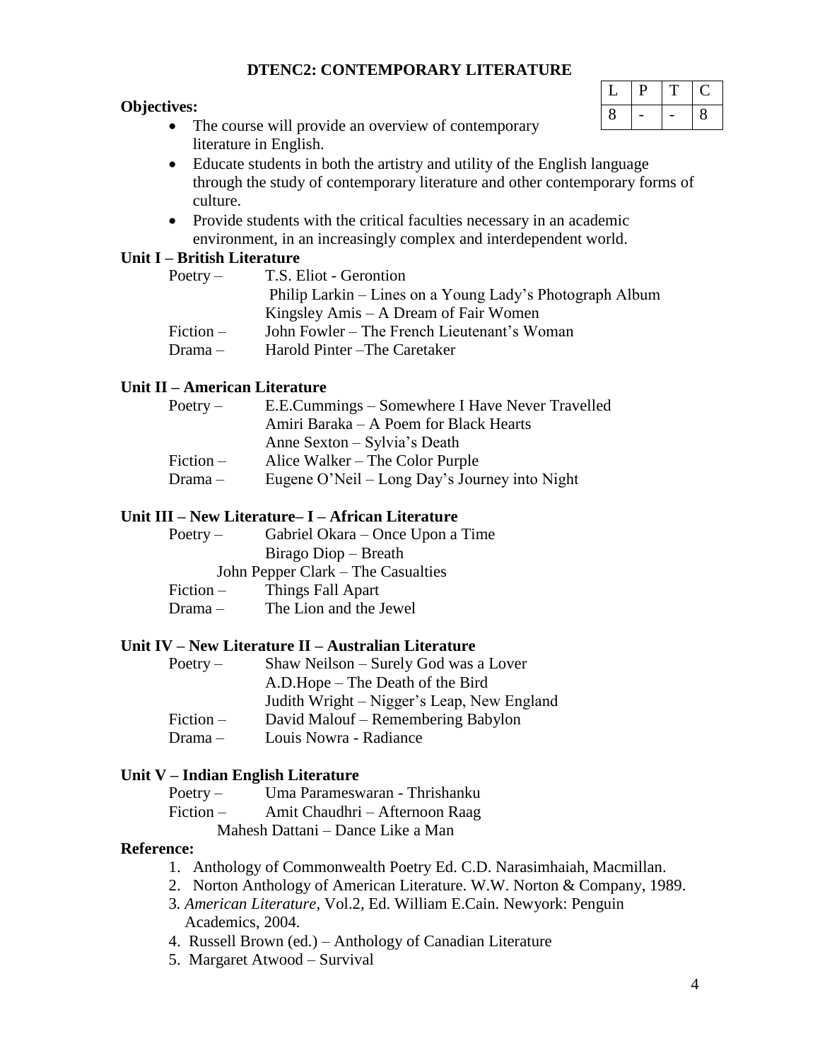## DTENC2: CONTEMPORARY LITERATURE

| L | P | T | C |
|---|---|---|---|
| 8 | - | - | 8 |

**Objectives:**

- The course will provide an overview of contemporary literature in English.
- Educate students in both the artistry and utility of the English language through the study of contemporary literature and other contemporary forms of culture.
- Provide students with the critical faculties necessary in an academic environment, in an increasingly complex and interdependent world.

### Unit I – British Literature

Poetry – T.S. Eliot - Gerontion
Philip Larkin – Lines on a Young Lady's Photograph Album
Kingsley Amis – A Dream of Fair Women
Fiction – John Fowler – The French Lieutenant's Woman
Drama – Harold Pinter –The Caretaker

### Unit II – American Literature

Poetry – E.E.Cummings – Somewhere I Have Never Travelled
Amiri Baraka – A Poem for Black Hearts
Anne Sexton – Sylvia's Death
Fiction – Alice Walker – The Color Purple
Drama – Eugene O'Neil – Long Day's Journey into Night

### Unit III – New Literature– I – African Literature

Poetry – Gabriel Okara – Once Upon a Time
Birago Diop – Breath
John Pepper Clark – The Casualties
Fiction – Things Fall Apart
Drama – The Lion and the Jewel

### Unit IV – New Literature II – Australian Literature

Poetry – Shaw Neilson – Surely God was a Lover
A.D.Hope – The Death of the Bird
Judith Wright – Nigger's Leap, New England
Fiction – David Malouf – Remembering Babylon
Drama – Louis Nowra - Radiance

### Unit V – Indian English Literature

Poetry – Uma Parameswaran - Thrishanku
Fiction – Amit Chaudhri – Afternoon Raag
Mahesh Dattani – Dance Like a Man

**Reference:**

1. Anthology of Commonwealth Poetry Ed. C.D. Narasimhaiah, Macmillan.
2. Norton Anthology of American Literature. W.W. Norton & Company, 1989.
3. *American Literature*, Vol.2, Ed. William E.Cain. Newyork: Penguin Academics, 2004.
4. Russell Brown (ed.) – Anthology of Canadian Literature
5. Margaret Atwood – Survival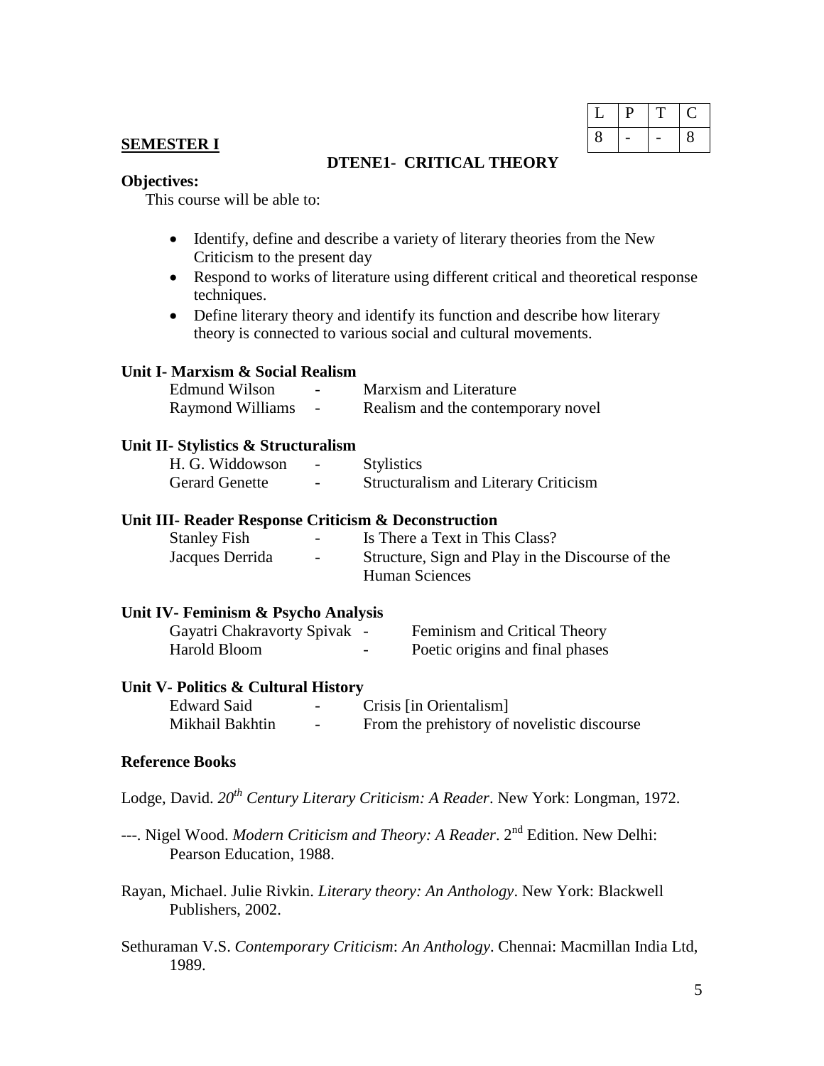| L | P | T | C |
|---|---|---|---|
| 8 | - | - | 8 |

**SEMESTER I**

## DTENE1- CRITICAL THEORY

**Objectives:**

This course will be able to:

- Identify, define and describe a variety of literary theories from the New Criticism to the present day
- Respond to works of literature using different critical and theoretical response techniques.
- Define literary theory and identify its function and describe how literary theory is connected to various social and cultural movements.

### Unit I- Marxism & Social Realism

| | | |
|---|---|---|
| Edmund Wilson | - | Marxism and Literature |
| Raymond Williams | - | Realism and the contemporary novel |

### Unit II- Stylistics & Structuralism

| | | |
|---|---|---|
| H. G. Widdowson | - | Stylistics |
| Gerard Genette | - | Structuralism and Literary Criticism |

### Unit III- Reader Response Criticism & Deconstruction

| | | |
|---|---|---|
| Stanley Fish | - | Is There a Text in This Class? |
| Jacques Derrida | - | Structure, Sign and Play in the Discourse of the Human Sciences |

### Unit IV- Feminism & Psycho Analysis

| | | |
|---|---|---|
| Gayatri Chakravorty Spivak | - | Feminism and Critical Theory |
| Harold Bloom | - | Poetic origins and final phases |

### Unit V- Politics & Cultural History

| | | |
|---|---|---|
| Edward Said | - | Crisis [in Orientalism] |
| Mikhail Bakhtin | - | From the prehistory of novelistic discourse |

### Reference Books

Lodge, David. *20th Century Literary Criticism: A Reader*. New York: Longman, 1972.

---. Nigel Wood. *Modern Criticism and Theory: A Reader*. 2nd Edition. New Delhi: Pearson Education, 1988.

Rayan, Michael. Julie Rivkin. *Literary theory: An Anthology*. New York: Blackwell Publishers, 2002.

Sethuraman V.S. *Contemporary Criticism*: *An Anthology*. Chennai: Macmillan India Ltd, 1989.